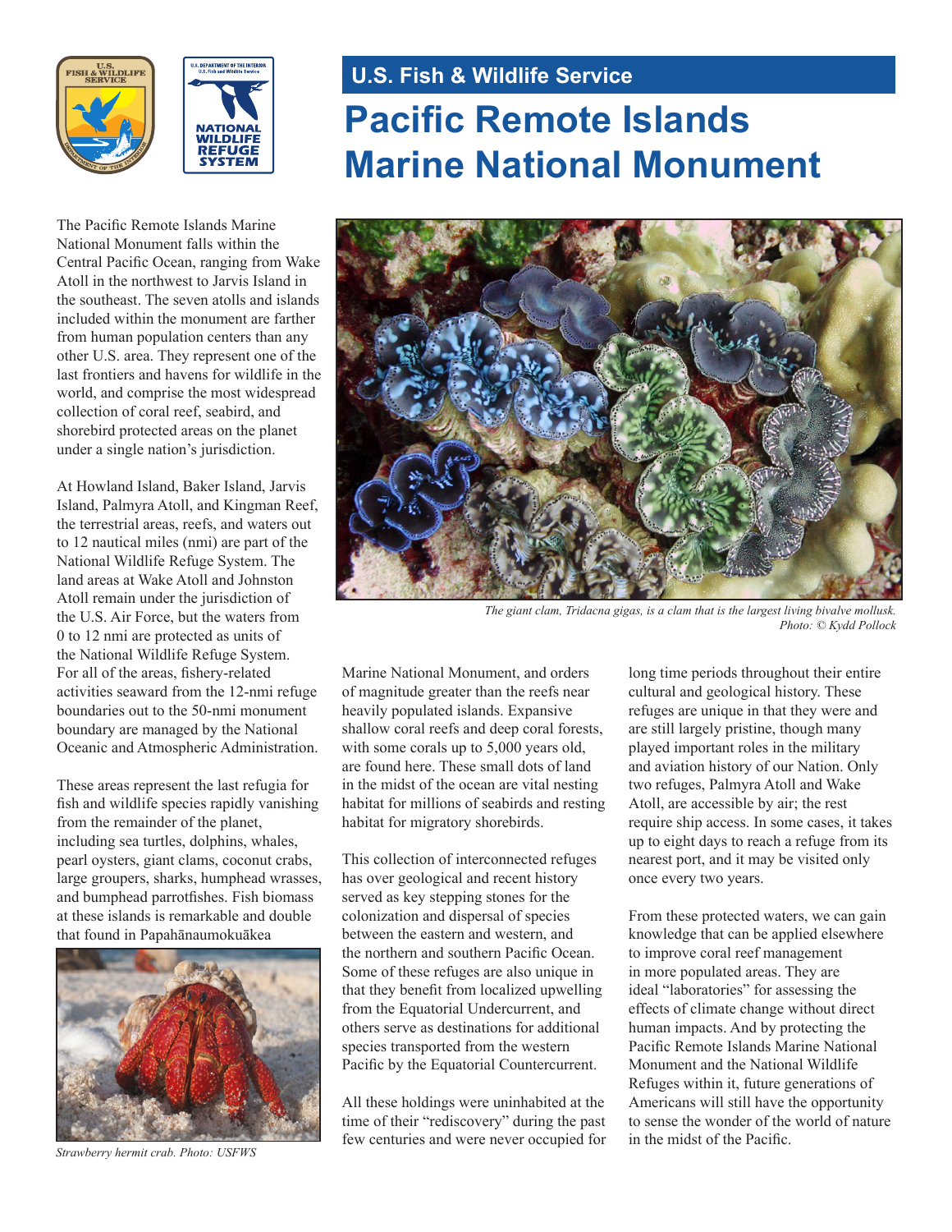U.S. Fish & Wildlife Service

# Pacific Remote Islands Marine National Monument

The Pacific Remote Islands Marine National Monument falls within the Central Pacific Ocean, ranging from Wake Atoll in the northwest to Jarvis Island in the southeast. The seven atolls and islands included within the monument are farther from human population centers than any other U.S. area. They represent one of the last frontiers and havens for wildlife in the world, and comprise the most widespread collection of coral reef, seabird, and shorebird protected areas on the planet under a single nation's jurisdiction.

At Howland Island, Baker Island, Jarvis Island, Palmyra Atoll, and Kingman Reef, the terrestrial areas, reefs, and waters out to 12 nautical miles (nmi) are part of the National Wildlife Refuge System. The land areas at Wake Atoll and Johnston Atoll remain under the jurisdiction of the U.S. Air Force, but the waters from 0 to 12 nmi are protected as units of the National Wildlife Refuge System. For all of the areas, fishery-related activities seaward from the 12-nmi refuge boundaries out to the 50-nmi monument boundary are managed by the National Oceanic and Atmospheric Administration.

These areas represent the last refugia for fish and wildlife species rapidly vanishing from the remainder of the planet, including sea turtles, dolphins, whales, pearl oysters, giant clams, coconut crabs, large groupers, sharks, humphead wrasses, and bumphead parrotfishes. Fish biomass at these islands is remarkable and double that found in Papahānaumokuākea Marine National Monument, and orders of magnitude greater than the reefs near heavily populated islands. Expansive shallow coral reefs and deep coral forests, with some corals up to 5,000 years old, are found here. These small dots of land in the midst of the ocean are vital nesting habitat for millions of seabirds and resting habitat for migratory shorebirds.

*The giant clam, Tridacna gigas, is a clam that is the largest living bivalve mollusk. Photo: © Kydd Pollock*

*Strawberry hermit crab. Photo: USFWS*

This collection of interconnected refuges has over geological and recent history served as key stepping stones for the colonization and dispersal of species between the eastern and western, and the northern and southern Pacific Ocean. Some of these refuges are also unique in that they benefit from localized upwelling from the Equatorial Undercurrent, and others serve as destinations for additional species transported from the western Pacific by the Equatorial Countercurrent.

All these holdings were uninhabited at the time of their "rediscovery" during the past few centuries and were never occupied for long time periods throughout their entire cultural and geological history. These refuges are unique in that they were and are still largely pristine, though many played important roles in the military and aviation history of our Nation. Only two refuges, Palmyra Atoll and Wake Atoll, are accessible by air; the rest require ship access. In some cases, it takes up to eight days to reach a refuge from its nearest port, and it may be visited only once every two years.

From these protected waters, we can gain knowledge that can be applied elsewhere to improve coral reef management in more populated areas. They are ideal "laboratories" for assessing the effects of climate change without direct human impacts. And by protecting the Pacific Remote Islands Marine National Monument and the National Wildlife Refuges within it, future generations of Americans will still have the opportunity to sense the wonder of the world of nature in the midst of the Pacific.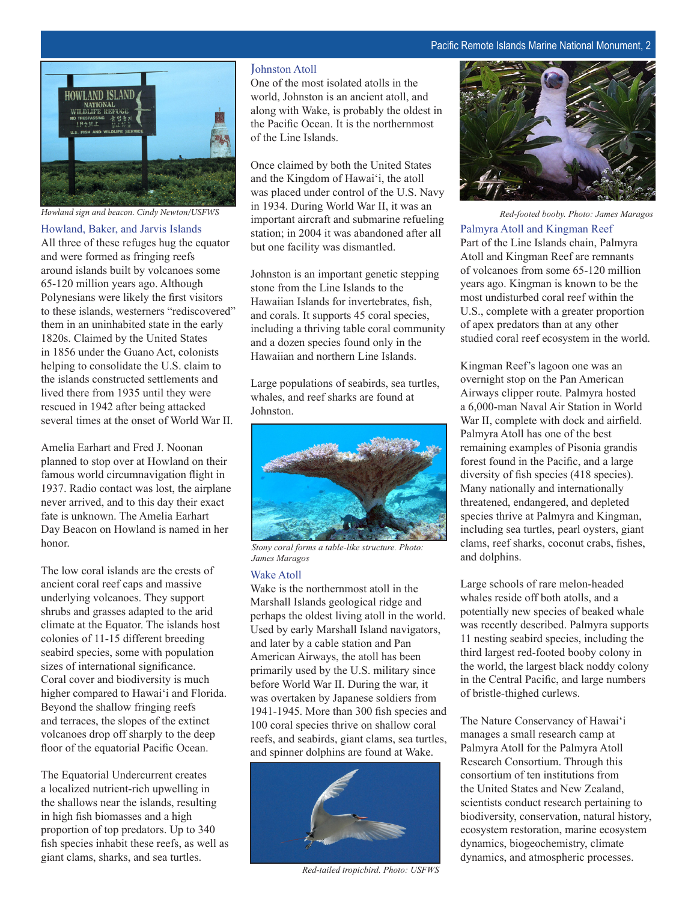*Howland sign and beacon. Cindy Newton/USFWS*

## Howland, Baker, and Jarvis Islands

All three of these refuges hug the equator and were formed as fringing reefs around islands built by volcanoes some 65-120 million years ago. Although Polynesians were likely the first visitors to these islands, westerners "rediscovered" them in an uninhabited state in the early 1820s. Claimed by the United States in 1856 under the Guano Act, colonists helping to consolidate the U.S. claim to the islands constructed settlements and lived there from 1935 until they were rescued in 1942 after being attacked several times at the onset of World War II.

Amelia Earhart and Fred J. Noonan planned to stop over at Howland on their famous world circumnavigation flight in 1937. Radio contact was lost, the airplane never arrived, and to this day their exact fate is unknown. The Amelia Earhart Day Beacon on Howland is named in her honor.

The low coral islands are the crests of ancient coral reef caps and massive underlying volcanoes. They support shrubs and grasses adapted to the arid climate at the Equator. The islands host colonies of 11-15 different breeding seabird species, some with population sizes of international significance. Coral cover and biodiversity is much higher compared to Hawai'i and Florida. Beyond the shallow fringing reefs and terraces, the slopes of the extinct volcanoes drop off sharply to the deep floor of the equatorial Pacific Ocean.

The Equatorial Undercurrent creates a localized nutrient-rich upwelling in the shallows near the islands, resulting in high fish biomasses and a high proportion of top predators. Up to 340 fish species inhabit these reefs, as well as giant clams, sharks, and sea turtles.

## Johnston Atoll

One of the most isolated atolls in the world, Johnston is an ancient atoll, and along with Wake, is probably the oldest in the Pacific Ocean. It is the northernmost of the Line Islands.

Once claimed by both the United States and the Kingdom of Hawai'i, the atoll was placed under control of the U.S. Navy in 1934. During World War II, it was an important aircraft and submarine refueling station; in 2004 it was abandoned after all but one facility was dismantled.

Johnston is an important genetic stepping stone from the Line Islands to the Hawaiian Islands for invertebrates, fish, and corals. It supports 45 coral species, including a thriving table coral community and a dozen species found only in the Hawaiian and northern Line Islands.

Large populations of seabirds, sea turtles, whales, and reef sharks are found at Johnston.

*Stony coral forms a table-like structure. Photo: James Maragos*

## Wake Atoll

Wake is the northernmost atoll in the Marshall Islands geological ridge and perhaps the oldest living atoll in the world. Used by early Marshall Island navigators, and later by a cable station and Pan American Airways, the atoll has been primarily used by the U.S. military since before World War II. During the war, it was overtaken by Japanese soldiers from 1941-1945. More than 300 fish species and 100 coral species thrive on shallow coral reefs, and seabirds, giant clams, sea turtles, and spinner dolphins are found at Wake.

*Red-tailed tropicbird. Photo: USFWS*

*Red-footed booby. Photo: James Maragos*

## Palmyra Atoll and Kingman Reef

Part of the Line Islands chain, Palmyra Atoll and Kingman Reef are remnants of volcanoes from some 65-120 million years ago. Kingman is known to be the most undisturbed coral reef within the U.S., complete with a greater proportion of apex predators than at any other studied coral reef ecosystem in the world.

Kingman Reef's lagoon one was an overnight stop on the Pan American Airways clipper route. Palmyra hosted a 6,000-man Naval Air Station in World War II, complete with dock and airfield. Palmyra Atoll has one of the best remaining examples of Pisonia grandis forest found in the Pacific, and a large diversity of fish species (418 species). Many nationally and internationally threatened, endangered, and depleted species thrive at Palmyra and Kingman, including sea turtles, pearl oysters, giant clams, reef sharks, coconut crabs, fishes, and dolphins.

Large schools of rare melon-headed whales reside off both atolls, and a potentially new species of beaked whale was recently described. Palmyra supports 11 nesting seabird species, including the third largest red-footed booby colony in the world, the largest black noddy colony in the Central Pacific, and large numbers of bristle-thighed curlews.

The Nature Conservancy of Hawai'i manages a small research camp at Palmyra Atoll for the Palmyra Atoll Research Consortium. Through this consortium of ten institutions from the United States and New Zealand, scientists conduct research pertaining to biodiversity, conservation, natural history, ecosystem restoration, marine ecosystem dynamics, biogeochemistry, climate dynamics, and atmospheric processes.